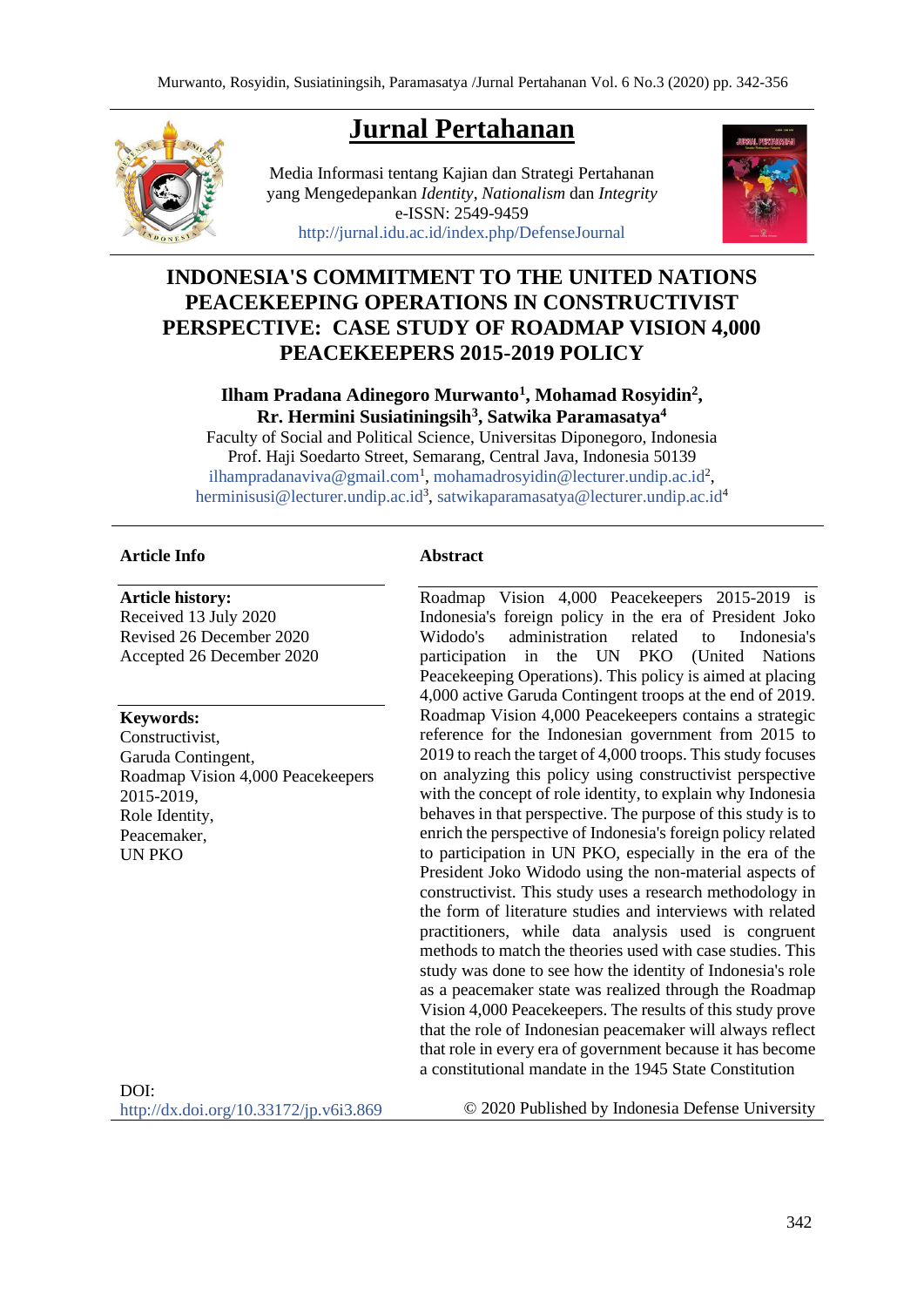# Jurnal Pertahanan

Media Informasi tentang Kajian dan Strategi Pertahanan
yang Mengedepankan *Identity*, *Nationalism* dan *Integrity*
e-ISSN: 2549-9459
http://jurnal.idu.ac.id/index.php/DefenseJournal

## INDONESIA'S COMMITMENT TO THE UNITED NATIONS PEACEKEEPING OPERATIONS IN CONSTRUCTIVIST PERSPECTIVE: CASE STUDY OF ROADMAP VISION 4,000 PEACEKEEPERS 2015-2019 POLICY

**Ilham Pradana Adinegoro Murwanto[1], Mohamad Rosyidin[2], Rr. Hermini Susiatiningsih[3], Satwika Paramasatya[4]**

Faculty of Social and Political Science, Universitas Diponegoro, Indonesia
Prof. Haji Soedarto Street, Semarang, Central Java, Indonesia 50139
ilhampradanaviva@gmail.com[1], mohamadrosyidin@lecturer.undip.ac.id[2], herminisusi@lecturer.undip.ac.id[3], satwikaparamasatya@lecturer.undip.ac.id[4]

### Article Info

**Article history:**
Received 13 July 2020
Revised 26 December 2020
Accepted 26 December 2020

**Keywords:**
Constructivist,
Garuda Contingent,
Roadmap Vision 4,000 Peacekeepers 2015-2019,
Role Identity,
Peacemaker,
UN PKO

DOI:
http://dx.doi.org/10.33172/jp.v6i3.869

### Abstract

Roadmap Vision 4,000 Peacekeepers 2015-2019 is Indonesia's foreign policy in the era of President Joko Widodo's administration related to Indonesia's participation in the UN PKO (United Nations Peacekeeping Operations). This policy is aimed at placing 4,000 active Garuda Contingent troops at the end of 2019. Roadmap Vision 4,000 Peacekeepers contains a strategic reference for the Indonesian government from 2015 to 2019 to reach the target of 4,000 troops. This study focuses on analyzing this policy using constructivist perspective with the concept of role identity, to explain why Indonesia behaves in that perspective. The purpose of this study is to enrich the perspective of Indonesia's foreign policy related to participation in UN PKO, especially in the era of the President Joko Widodo using the non-material aspects of constructivist. This study uses a research methodology in the form of literature studies and interviews with related practitioners, while data analysis used is congruent methods to match the theories used with case studies. This study was done to see how the identity of Indonesia's role as a peacemaker state was realized through the Roadmap Vision 4,000 Peacekeepers. The results of this study prove that the role of Indonesian peacemaker will always reflect that role in every era of government because it has become a constitutional mandate in the 1945 State Constitution

© 2020 Published by Indonesia Defense University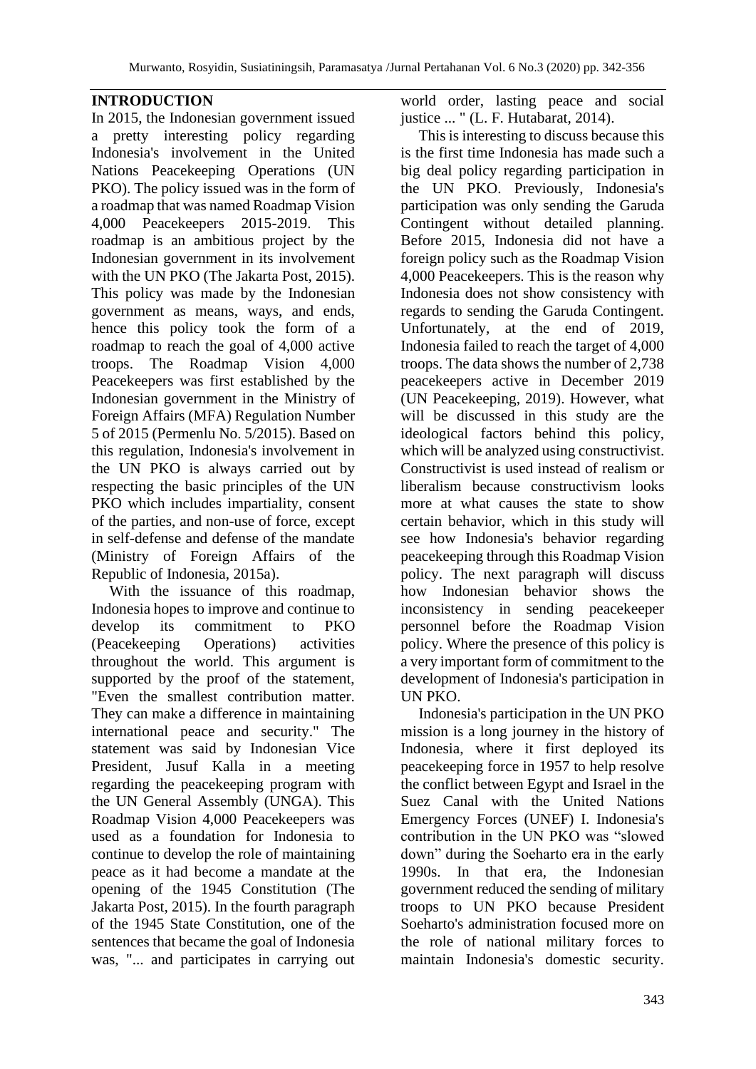## INTRODUCTION

In 2015, the Indonesian government issued a pretty interesting policy regarding Indonesia's involvement in the United Nations Peacekeeping Operations (UN PKO). The policy issued was in the form of a roadmap that was named Roadmap Vision 4,000 Peacekeepers 2015-2019. This roadmap is an ambitious project by the Indonesian government in its involvement with the UN PKO (The Jakarta Post, 2015). This policy was made by the Indonesian government as means, ways, and ends, hence this policy took the form of a roadmap to reach the goal of 4,000 active troops. The Roadmap Vision 4,000 Peacekeepers was first established by the Indonesian government in the Ministry of Foreign Affairs (MFA) Regulation Number 5 of 2015 (Permenlu No. 5/2015). Based on this regulation, Indonesia's involvement in the UN PKO is always carried out by respecting the basic principles of the UN PKO which includes impartiality, consent of the parties, and non-use of force, except in self-defense and defense of the mandate (Ministry of Foreign Affairs of the Republic of Indonesia, 2015a).

With the issuance of this roadmap, Indonesia hopes to improve and continue to develop its commitment to PKO (Peacekeeping Operations) activities throughout the world. This argument is supported by the proof of the statement, "Even the smallest contribution matter. They can make a difference in maintaining international peace and security." The statement was said by Indonesian Vice President, Jusuf Kalla in a meeting regarding the peacekeeping program with the UN General Assembly (UNGA). This Roadmap Vision 4,000 Peacekeepers was used as a foundation for Indonesia to continue to develop the role of maintaining peace as it had become a mandate at the opening of the 1945 Constitution (The Jakarta Post, 2015). In the fourth paragraph of the 1945 State Constitution, one of the sentences that became the goal of Indonesia was, "... and participates in carrying out world order, lasting peace and social justice ... " (L. F. Hutabarat, 2014).

This is interesting to discuss because this is the first time Indonesia has made such a big deal policy regarding participation in the UN PKO. Previously, Indonesia's participation was only sending the Garuda Contingent without detailed planning. Before 2015, Indonesia did not have a foreign policy such as the Roadmap Vision 4,000 Peacekeepers. This is the reason why Indonesia does not show consistency with regards to sending the Garuda Contingent. Unfortunately, at the end of 2019, Indonesia failed to reach the target of 4,000 troops. The data shows the number of 2,738 peacekeepers active in December 2019 (UN Peacekeeping, 2019). However, what will be discussed in this study are the ideological factors behind this policy, which will be analyzed using constructivist. Constructivist is used instead of realism or liberalism because constructivism looks more at what causes the state to show certain behavior, which in this study will see how Indonesia's behavior regarding peacekeeping through this Roadmap Vision policy. The next paragraph will discuss how Indonesian behavior shows the inconsistency in sending peacekeeper personnel before the Roadmap Vision policy. Where the presence of this policy is a very important form of commitment to the development of Indonesia's participation in UN PKO.

Indonesia's participation in the UN PKO mission is a long journey in the history of Indonesia, where it first deployed its peacekeeping force in 1957 to help resolve the conflict between Egypt and Israel in the Suez Canal with the United Nations Emergency Forces (UNEF) I. Indonesia's contribution in the UN PKO was "slowed down" during the Soeharto era in the early 1990s. In that era, the Indonesian government reduced the sending of military troops to UN PKO because President Soeharto's administration focused more on the role of national military forces to maintain Indonesia's domestic security.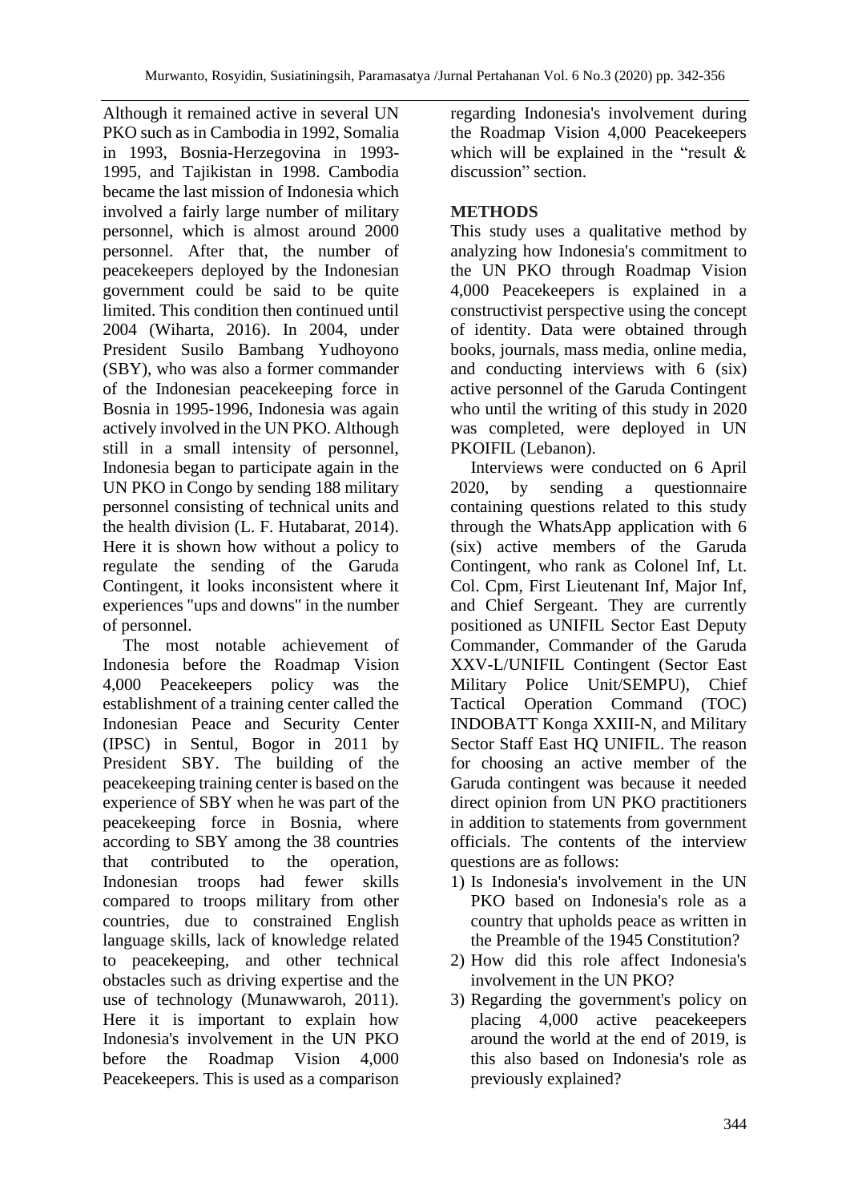Although it remained active in several UN PKO such as in Cambodia in 1992, Somalia in 1993, Bosnia-Herzegovina in 1993-1995, and Tajikistan in 1998. Cambodia became the last mission of Indonesia which involved a fairly large number of military personnel, which is almost around 2000 personnel. After that, the number of peacekeepers deployed by the Indonesian government could be said to be quite limited. This condition then continued until 2004 (Wiharta, 2016). In 2004, under President Susilo Bambang Yudhoyono (SBY), who was also a former commander of the Indonesian peacekeeping force in Bosnia in 1995-1996, Indonesia was again actively involved in the UN PKO. Although still in a small intensity of personnel, Indonesia began to participate again in the UN PKO in Congo by sending 188 military personnel consisting of technical units and the health division (L. F. Hutabarat, 2014). Here it is shown how without a policy to regulate the sending of the Garuda Contingent, it looks inconsistent where it experiences "ups and downs" in the number of personnel.

The most notable achievement of Indonesia before the Roadmap Vision 4,000 Peacekeepers policy was the establishment of a training center called the Indonesian Peace and Security Center (IPSC) in Sentul, Bogor in 2011 by President SBY. The building of the peacekeeping training center is based on the experience of SBY when he was part of the peacekeeping force in Bosnia, where according to SBY among the 38 countries that contributed to the operation, Indonesian troops had fewer skills compared to troops military from other countries, due to constrained English language skills, lack of knowledge related to peacekeeping, and other technical obstacles such as driving expertise and the use of technology (Munawwaroh, 2011). Here it is important to explain how Indonesia's involvement in the UN PKO before the Roadmap Vision 4,000 Peacekeepers. This is used as a comparison regarding Indonesia's involvement during the Roadmap Vision 4,000 Peacekeepers which will be explained in the "result & discussion" section.

## METHODS

This study uses a qualitative method by analyzing how Indonesia's commitment to the UN PKO through Roadmap Vision 4,000 Peacekeepers is explained in a constructivist perspective using the concept of identity. Data were obtained through books, journals, mass media, online media, and conducting interviews with 6 (six) active personnel of the Garuda Contingent who until the writing of this study in 2020 was completed, were deployed in UN PKOIFIL (Lebanon).

Interviews were conducted on 6 April 2020, by sending a questionnaire containing questions related to this study through the WhatsApp application with 6 (six) active members of the Garuda Contingent, who rank as Colonel Inf, Lt. Col. Cpm, First Lieutenant Inf, Major Inf, and Chief Sergeant. They are currently positioned as UNIFIL Sector East Deputy Commander, Commander of the Garuda XXV-L/UNIFIL Contingent (Sector East Military Police Unit/SEMPU), Chief Tactical Operation Command (TOC) INDOBATT Konga XXIII-N, and Military Sector Staff East HQ UNIFIL. The reason for choosing an active member of the Garuda contingent was because it needed direct opinion from UN PKO practitioners in addition to statements from government officials. The contents of the interview questions are as follows:

1) Is Indonesia's involvement in the UN PKO based on Indonesia's role as a country that upholds peace as written in the Preamble of the 1945 Constitution?
2) How did this role affect Indonesia's involvement in the UN PKO?
3) Regarding the government's policy on placing 4,000 active peacekeepers around the world at the end of 2019, is this also based on Indonesia's role as previously explained?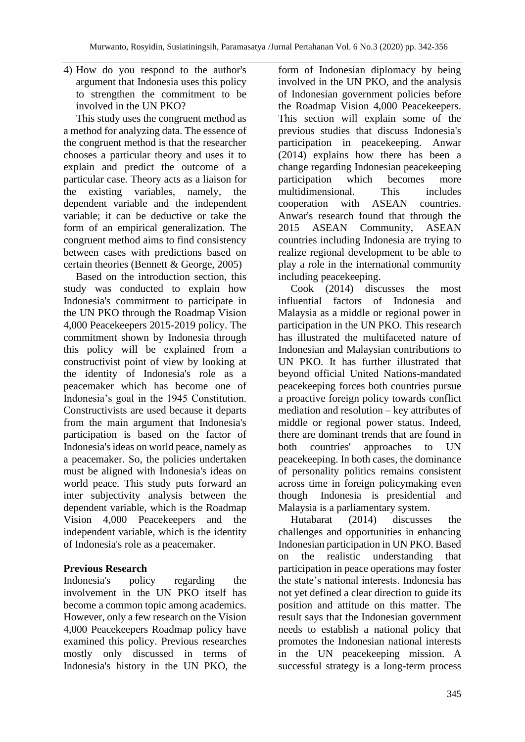4) How do you respond to the author's argument that Indonesia uses this policy to strengthen the commitment to be involved in the UN PKO?

This study uses the congruent method as a method for analyzing data. The essence of the congruent method is that the researcher chooses a particular theory and uses it to explain and predict the outcome of a particular case. Theory acts as a liaison for the existing variables, namely, the dependent variable and the independent variable; it can be deductive or take the form of an empirical generalization. The congruent method aims to find consistency between cases with predictions based on certain theories (Bennett & George, 2005)

Based on the introduction section, this study was conducted to explain how Indonesia's commitment to participate in the UN PKO through the Roadmap Vision 4,000 Peacekeepers 2015-2019 policy. The commitment shown by Indonesia through this policy will be explained from a constructivist point of view by looking at the identity of Indonesia's role as a peacemaker which has become one of Indonesia's goal in the 1945 Constitution. Constructivists are used because it departs from the main argument that Indonesia's participation is based on the factor of Indonesia's ideas on world peace, namely as a peacemaker. So, the policies undertaken must be aligned with Indonesia's ideas on world peace. This study puts forward an inter subjectivity analysis between the dependent variable, which is the Roadmap Vision 4,000 Peacekeepers and the independent variable, which is the identity of Indonesia's role as a peacemaker.

**Previous Research**

Indonesia's policy regarding the involvement in the UN PKO itself has become a common topic among academics. However, only a few research on the Vision 4,000 Peacekeepers Roadmap policy have examined this policy. Previous researches mostly only discussed in terms of Indonesia's history in the UN PKO, the form of Indonesian diplomacy by being involved in the UN PKO, and the analysis of Indonesian government policies before the Roadmap Vision 4,000 Peacekeepers. This section will explain some of the previous studies that discuss Indonesia's participation in peacekeeping. Anwar (2014) explains how there has been a change regarding Indonesian peacekeeping participation which becomes more multidimensional. This includes cooperation with ASEAN countries. Anwar's research found that through the 2015 ASEAN Community, ASEAN countries including Indonesia are trying to realize regional development to be able to play a role in the international community including peacekeeping.

Cook (2014) discusses the most influential factors of Indonesia and Malaysia as a middle or regional power in participation in the UN PKO. This research has illustrated the multifaceted nature of Indonesian and Malaysian contributions to UN PKO. It has further illustrated that beyond official United Nations-mandated peacekeeping forces both countries pursue a proactive foreign policy towards conflict mediation and resolution – key attributes of middle or regional power status. Indeed, there are dominant trends that are found in both countries' approaches to UN peacekeeping. In both cases, the dominance of personality politics remains consistent across time in foreign policymaking even though Indonesia is presidential and Malaysia is a parliamentary system.

Hutabarat (2014) discusses the challenges and opportunities in enhancing Indonesian participation in UN PKO. Based on the realistic understanding that participation in peace operations may foster the state's national interests. Indonesia has not yet defined a clear direction to guide its position and attitude on this matter. The result says that the Indonesian government needs to establish a national policy that promotes the Indonesian national interests in the UN peacekeeping mission. A successful strategy is a long-term process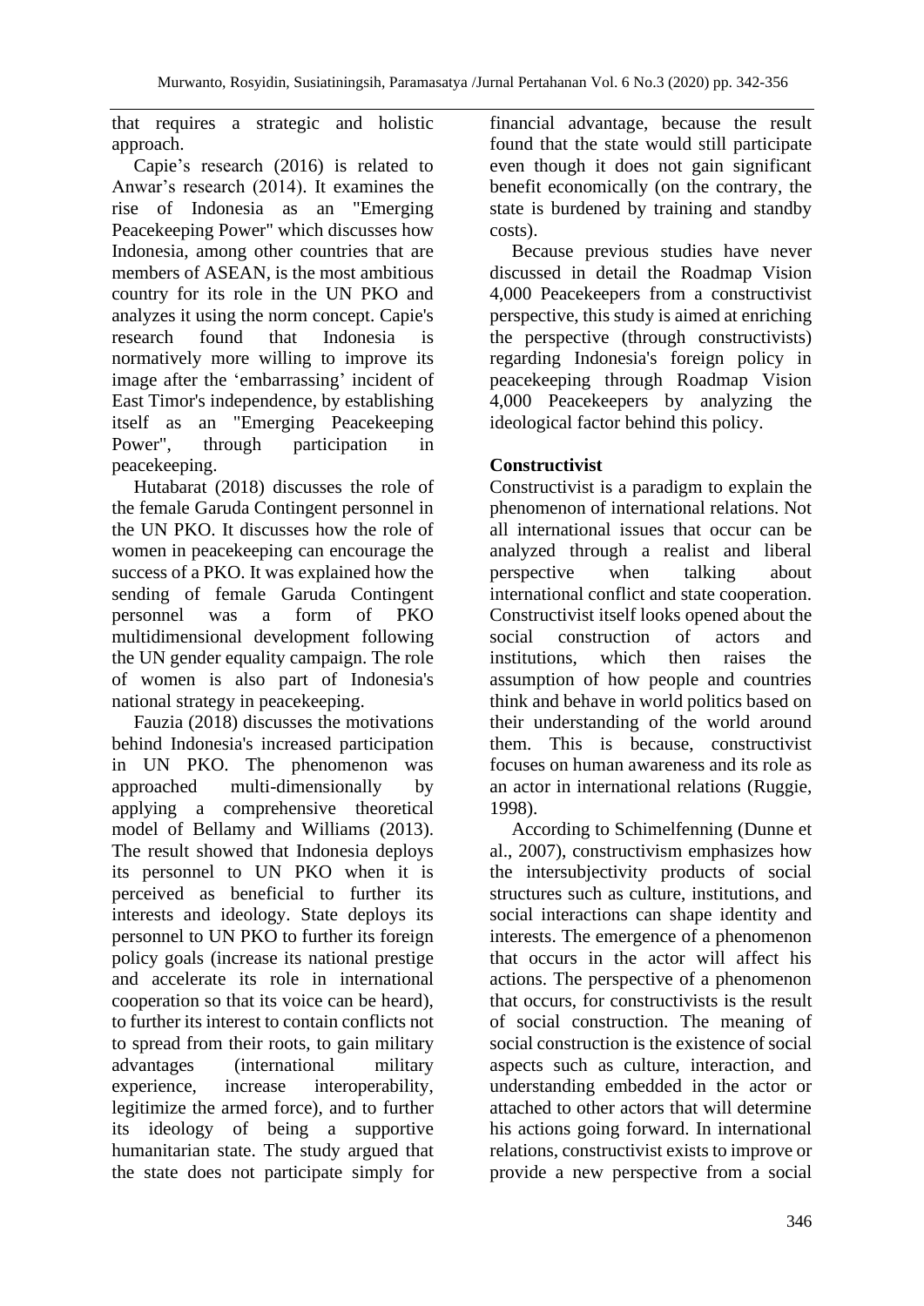that requires a strategic and holistic approach.

Capie's research (2016) is related to Anwar's research (2014). It examines the rise of Indonesia as an "Emerging Peacekeeping Power" which discusses how Indonesia, among other countries that are members of ASEAN, is the most ambitious country for its role in the UN PKO and analyzes it using the norm concept. Capie's research found that Indonesia is normatively more willing to improve its image after the 'embarrassing' incident of East Timor's independence, by establishing itself as an "Emerging Peacekeeping Power", through participation in peacekeeping.

Hutabarat (2018) discusses the role of the female Garuda Contingent personnel in the UN PKO. It discusses how the role of women in peacekeeping can encourage the success of a PKO. It was explained how the sending of female Garuda Contingent personnel was a form of PKO multidimensional development following the UN gender equality campaign. The role of women is also part of Indonesia's national strategy in peacekeeping.

Fauzia (2018) discusses the motivations behind Indonesia's increased participation in UN PKO. The phenomenon was approached multi-dimensionally by applying a comprehensive theoretical model of Bellamy and Williams (2013). The result showed that Indonesia deploys its personnel to UN PKO when it is perceived as beneficial to further its interests and ideology. State deploys its personnel to UN PKO to further its foreign policy goals (increase its national prestige and accelerate its role in international cooperation so that its voice can be heard), to further its interest to contain conflicts not to spread from their roots, to gain military advantages (international military experience, increase interoperability, legitimize the armed force), and to further its ideology of being a supportive humanitarian state. The study argued that the state does not participate simply for financial advantage, because the result found that the state would still participate even though it does not gain significant benefit economically (on the contrary, the state is burdened by training and standby costs).

Because previous studies have never discussed in detail the Roadmap Vision 4,000 Peacekeepers from a constructivist perspective, this study is aimed at enriching the perspective (through constructivists) regarding Indonesia's foreign policy in peacekeeping through Roadmap Vision 4,000 Peacekeepers by analyzing the ideological factor behind this policy.

**Constructivist**

Constructivist is a paradigm to explain the phenomenon of international relations. Not all international issues that occur can be analyzed through a realist and liberal perspective when talking about international conflict and state cooperation. Constructivist itself looks opened about the social construction of actors and institutions, which then raises the assumption of how people and countries think and behave in world politics based on their understanding of the world around them. This is because, constructivist focuses on human awareness and its role as an actor in international relations (Ruggie, 1998).

According to Schimelfenning (Dunne et al., 2007), constructivism emphasizes how the intersubjectivity products of social structures such as culture, institutions, and social interactions can shape identity and interests. The emergence of a phenomenon that occurs in the actor will affect his actions. The perspective of a phenomenon that occurs, for constructivists is the result of social construction. The meaning of social construction is the existence of social aspects such as culture, interaction, and understanding embedded in the actor or attached to other actors that will determine his actions going forward. In international relations, constructivist exists to improve or provide a new perspective from a social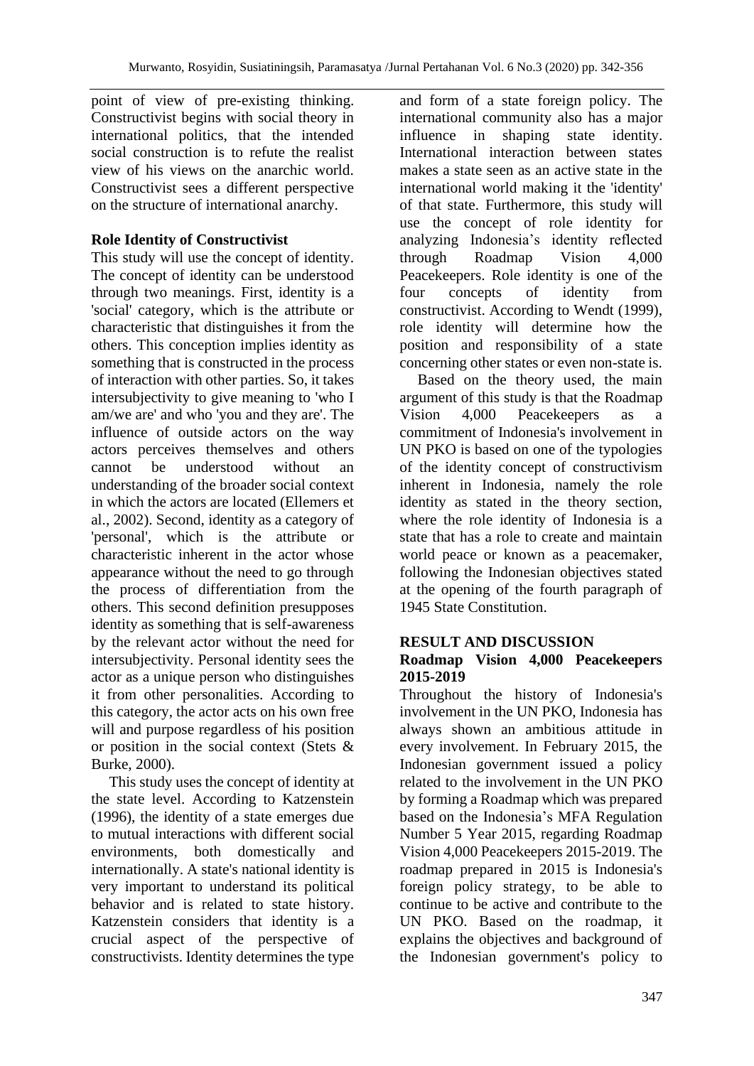point of view of pre-existing thinking. Constructivist begins with social theory in international politics, that the intended social construction is to refute the realist view of his views on the anarchic world. Constructivist sees a different perspective on the structure of international anarchy.

### Role Identity of Constructivist

This study will use the concept of identity. The concept of identity can be understood through two meanings. First, identity is a 'social' category, which is the attribute or characteristic that distinguishes it from the others. This conception implies identity as something that is constructed in the process of interaction with other parties. So, it takes intersubjectivity to give meaning to 'who I am/we are' and who 'you and they are'. The influence of outside actors on the way actors perceives themselves and others cannot be understood without an understanding of the broader social context in which the actors are located (Ellemers et al., 2002). Second, identity as a category of 'personal', which is the attribute or characteristic inherent in the actor whose appearance without the need to go through the process of differentiation from the others. This second definition presupposes identity as something that is self-awareness by the relevant actor without the need for intersubjectivity. Personal identity sees the actor as a unique person who distinguishes it from other personalities. According to this category, the actor acts on his own free will and purpose regardless of his position or position in the social context (Stets & Burke, 2000).

This study uses the concept of identity at the state level. According to Katzenstein (1996), the identity of a state emerges due to mutual interactions with different social environments, both domestically and internationally. A state's national identity is very important to understand its political behavior and is related to state history. Katzenstein considers that identity is a crucial aspect of the perspective of constructivists. Identity determines the type and form of a state foreign policy. The international community also has a major influence in shaping state identity. International interaction between states makes a state seen as an active state in the international world making it the 'identity' of that state. Furthermore, this study will use the concept of role identity for analyzing Indonesia's identity reflected through Roadmap Vision 4,000 Peacekeepers. Role identity is one of the four concepts of identity from constructivist. According to Wendt (1999), role identity will determine how the position and responsibility of a state concerning other states or even non-state is.

Based on the theory used, the main argument of this study is that the Roadmap Vision 4,000 Peacekeepers as a commitment of Indonesia's involvement in UN PKO is based on one of the typologies of the identity concept of constructivism inherent in Indonesia, namely the role identity as stated in the theory section, where the role identity of Indonesia is a state that has a role to create and maintain world peace or known as a peacemaker, following the Indonesian objectives stated at the opening of the fourth paragraph of 1945 State Constitution.

## RESULT AND DISCUSSION

### Roadmap Vision 4,000 Peacekeepers 2015-2019

Throughout the history of Indonesia's involvement in the UN PKO, Indonesia has always shown an ambitious attitude in every involvement. In February 2015, the Indonesian government issued a policy related to the involvement in the UN PKO by forming a Roadmap which was prepared based on the Indonesia's MFA Regulation Number 5 Year 2015, regarding Roadmap Vision 4,000 Peacekeepers 2015-2019. The roadmap prepared in 2015 is Indonesia's foreign policy strategy, to be able to continue to be active and contribute to the UN PKO. Based on the roadmap, it explains the objectives and background of the Indonesian government's policy to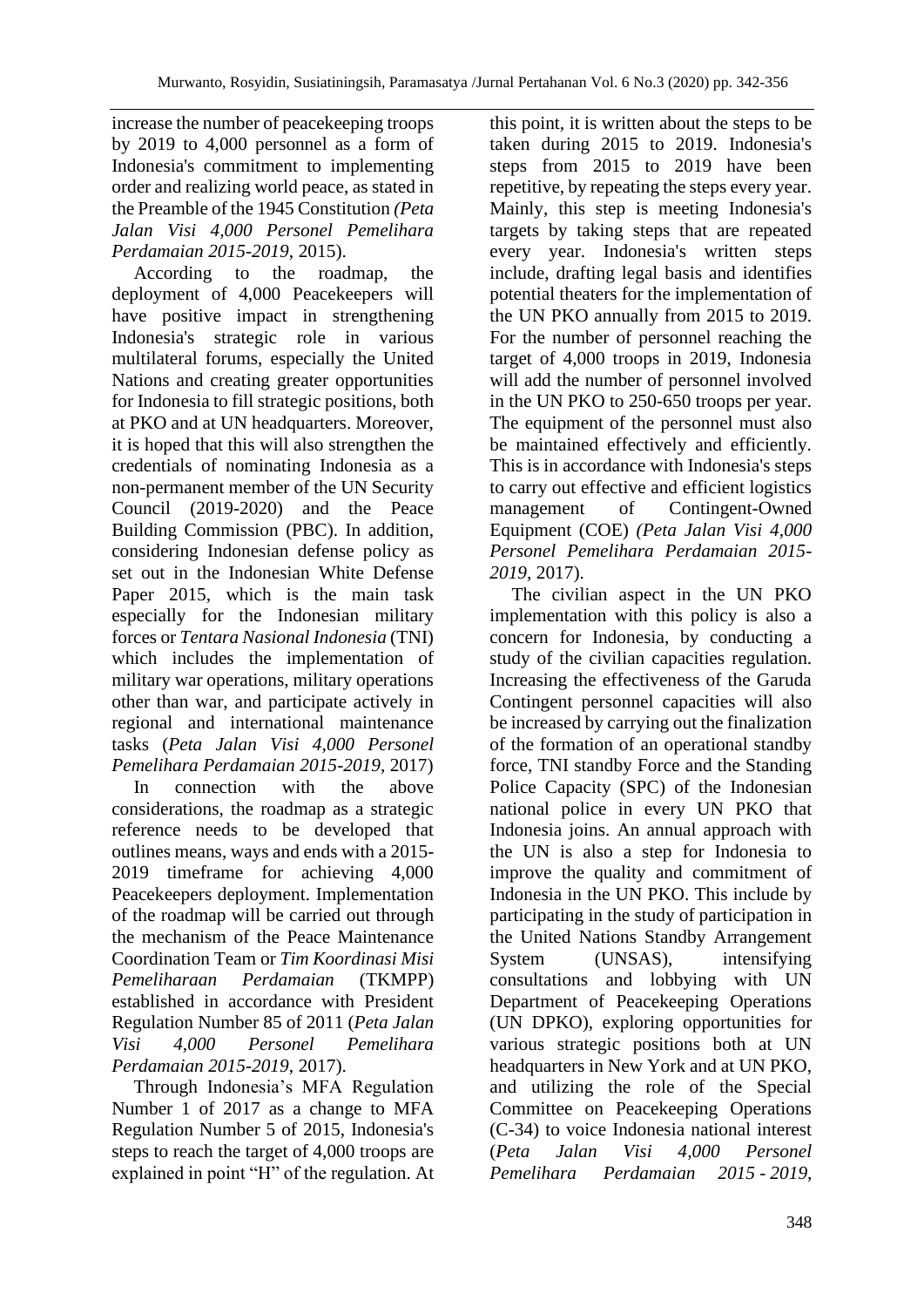increase the number of peacekeeping troops by 2019 to 4,000 personnel as a form of Indonesia's commitment to implementing order and realizing world peace, as stated in the Preamble of the 1945 Constitution *(Peta Jalan Visi 4,000 Personel Pemelihara Perdamaian 2015-2019*, 2015).

According to the roadmap, the deployment of 4,000 Peacekeepers will have positive impact in strengthening Indonesia's strategic role in various multilateral forums, especially the United Nations and creating greater opportunities for Indonesia to fill strategic positions, both at PKO and at UN headquarters. Moreover, it is hoped that this will also strengthen the credentials of nominating Indonesia as a non-permanent member of the UN Security Council (2019-2020) and the Peace Building Commission (PBC). In addition, considering Indonesian defense policy as set out in the Indonesian White Defense Paper 2015, which is the main task especially for the Indonesian military forces or *Tentara Nasional Indonesia* (TNI) which includes the implementation of military war operations, military operations other than war, and participate actively in regional and international maintenance tasks (*Peta Jalan Visi 4,000 Personel Pemelihara Perdamaian 2015-2019*, 2017)

In connection with the above considerations, the roadmap as a strategic reference needs to be developed that outlines means, ways and ends with a 2015-2019 timeframe for achieving 4,000 Peacekeepers deployment. Implementation of the roadmap will be carried out through the mechanism of the Peace Maintenance Coordination Team or *Tim Koordinasi Misi Pemeliharaan Perdamaian* (TKMPP) established in accordance with President Regulation Number 85 of 2011 (*Peta Jalan Visi 4,000 Personel Pemelihara Perdamaian 2015-2019*, 2017).

Through Indonesia's MFA Regulation Number 1 of 2017 as a change to MFA Regulation Number 5 of 2015, Indonesia's steps to reach the target of 4,000 troops are explained in point "H" of the regulation. At this point, it is written about the steps to be taken during 2015 to 2019. Indonesia's steps from 2015 to 2019 have been repetitive, by repeating the steps every year. Mainly, this step is meeting Indonesia's targets by taking steps that are repeated every year. Indonesia's written steps include, drafting legal basis and identifies potential theaters for the implementation of the UN PKO annually from 2015 to 2019. For the number of personnel reaching the target of 4,000 troops in 2019, Indonesia will add the number of personnel involved in the UN PKO to 250-650 troops per year. The equipment of the personnel must also be maintained effectively and efficiently. This is in accordance with Indonesia's steps to carry out effective and efficient logistics management of Contingent-Owned Equipment (COE) *(Peta Jalan Visi 4,000 Personel Pemelihara Perdamaian 2015-2019,* 2017).

The civilian aspect in the UN PKO implementation with this policy is also a concern for Indonesia, by conducting a study of the civilian capacities regulation. Increasing the effectiveness of the Garuda Contingent personnel capacities will also be increased by carrying out the finalization of the formation of an operational standby force, TNI standby Force and the Standing Police Capacity (SPC) of the Indonesian national police in every UN PKO that Indonesia joins. An annual approach with the UN is also a step for Indonesia to improve the quality and commitment of Indonesia in the UN PKO. This include by participating in the study of participation in the United Nations Standby Arrangement System (UNSAS), intensifying consultations and lobbying with UN Department of Peacekeeping Operations (UN DPKO), exploring opportunities for various strategic positions both at UN headquarters in New York and at UN PKO, and utilizing the role of the Special Committee on Peacekeeping Operations (C-34) to voice Indonesia national interest (*Peta Jalan Visi 4,000 Personel Pemelihara Perdamaian 2015 - 2019*,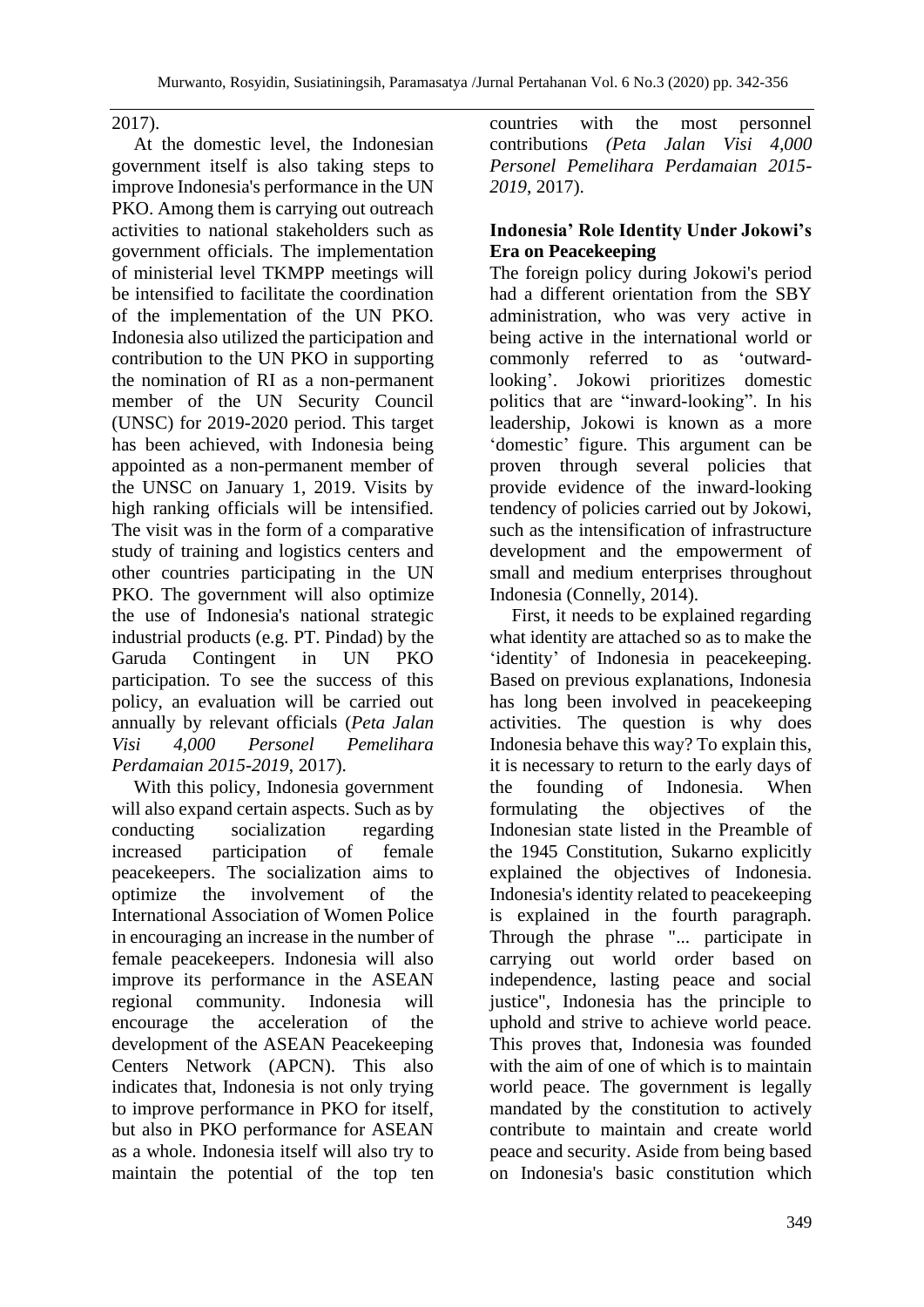2017).

At the domestic level, the Indonesian government itself is also taking steps to improve Indonesia's performance in the UN PKO. Among them is carrying out outreach activities to national stakeholders such as government officials. The implementation of ministerial level TKMPP meetings will be intensified to facilitate the coordination of the implementation of the UN PKO. Indonesia also utilized the participation and contribution to the UN PKO in supporting the nomination of RI as a non-permanent member of the UN Security Council (UNSC) for 2019-2020 period. This target has been achieved, with Indonesia being appointed as a non-permanent member of the UNSC on January 1, 2019. Visits by high ranking officials will be intensified. The visit was in the form of a comparative study of training and logistics centers and other countries participating in the UN PKO. The government will also optimize the use of Indonesia's national strategic industrial products (e.g. PT. Pindad) by the Garuda Contingent in UN PKO participation. To see the success of this policy, an evaluation will be carried out annually by relevant officials (*Peta Jalan Visi 4,000 Personel Pemelihara Perdamaian 2015-2019*, 2017).

With this policy, Indonesia government will also expand certain aspects. Such as by conducting socialization regarding increased participation of female peacekeepers. The socialization aims to optimize the involvement of the International Association of Women Police in encouraging an increase in the number of female peacekeepers. Indonesia will also improve its performance in the ASEAN regional community. Indonesia will encourage the acceleration of the development of the ASEAN Peacekeeping Centers Network (APCN). This also indicates that, Indonesia is not only trying to improve performance in PKO for itself, but also in PKO performance for ASEAN as a whole. Indonesia itself will also try to maintain the potential of the top ten countries with the most personnel contributions *(Peta Jalan Visi 4,000 Personel Pemelihara Perdamaian 2015-2019*, 2017).

## Indonesia' Role Identity Under Jokowi's Era on Peacekeeping

The foreign policy during Jokowi's period had a different orientation from the SBY administration, who was very active in being active in the international world or commonly referred to as 'outward-looking'. Jokowi prioritizes domestic politics that are "inward-looking". In his leadership, Jokowi is known as a more 'domestic' figure. This argument can be proven through several policies that provide evidence of the inward-looking tendency of policies carried out by Jokowi, such as the intensification of infrastructure development and the empowerment of small and medium enterprises throughout Indonesia (Connelly, 2014).

First, it needs to be explained regarding what identity are attached so as to make the 'identity' of Indonesia in peacekeeping. Based on previous explanations, Indonesia has long been involved in peacekeeping activities. The question is why does Indonesia behave this way? To explain this, it is necessary to return to the early days of the founding of Indonesia. When formulating the objectives of the Indonesian state listed in the Preamble of the 1945 Constitution, Sukarno explicitly explained the objectives of Indonesia. Indonesia's identity related to peacekeeping is explained in the fourth paragraph. Through the phrase "... participate in carrying out world order based on independence, lasting peace and social justice", Indonesia has the principle to uphold and strive to achieve world peace. This proves that, Indonesia was founded with the aim of one of which is to maintain world peace. The government is legally mandated by the constitution to actively contribute to maintain and create world peace and security. Aside from being based on Indonesia's basic constitution which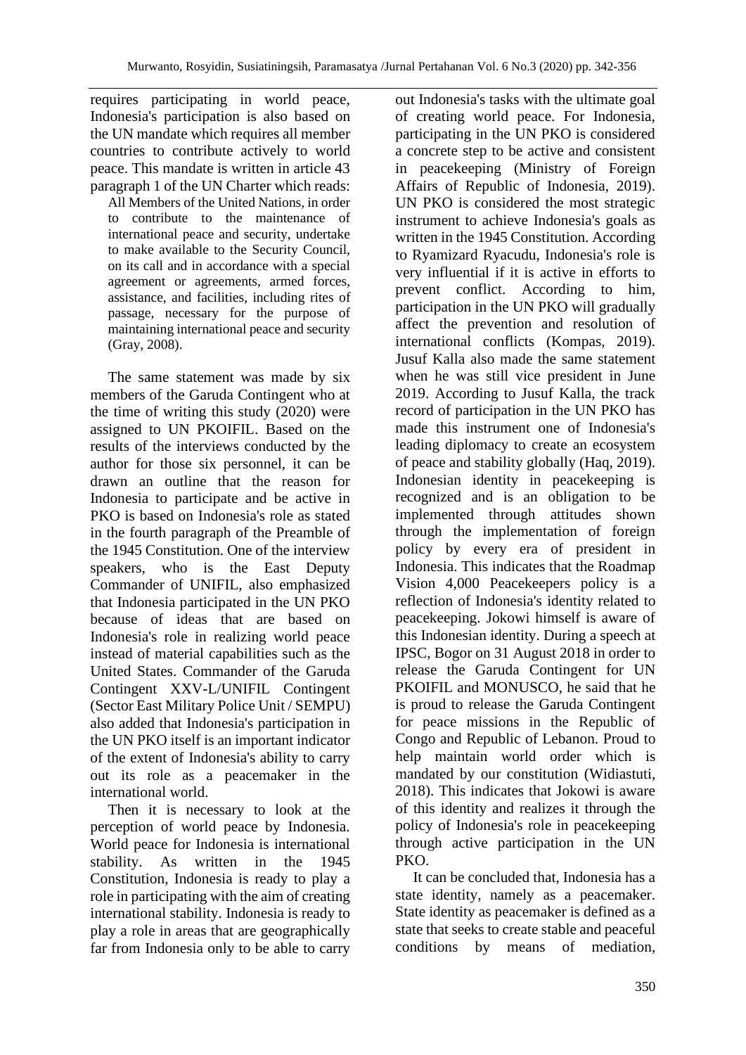requires participating in world peace, Indonesia's participation is also based on the UN mandate which requires all member countries to contribute actively to world peace. This mandate is written in article 43 paragraph 1 of the UN Charter which reads:

> All Members of the United Nations, in order to contribute to the maintenance of international peace and security, undertake to make available to the Security Council, on its call and in accordance with a special agreement or agreements, armed forces, assistance, and facilities, including rites of passage, necessary for the purpose of maintaining international peace and security (Gray, 2008).

The same statement was made by six members of the Garuda Contingent who at the time of writing this study (2020) were assigned to UN PKOIFIL. Based on the results of the interviews conducted by the author for those six personnel, it can be drawn an outline that the reason for Indonesia to participate and be active in PKO is based on Indonesia's role as stated in the fourth paragraph of the Preamble of the 1945 Constitution. One of the interview speakers, who is the East Deputy Commander of UNIFIL, also emphasized that Indonesia participated in the UN PKO because of ideas that are based on Indonesia's role in realizing world peace instead of material capabilities such as the United States. Commander of the Garuda Contingent XXV-L/UNIFIL Contingent (Sector East Military Police Unit / SEMPU) also added that Indonesia's participation in the UN PKO itself is an important indicator of the extent of Indonesia's ability to carry out its role as a peacemaker in the international world.

Then it is necessary to look at the perception of world peace by Indonesia. World peace for Indonesia is international stability. As written in the 1945 Constitution, Indonesia is ready to play a role in participating with the aim of creating international stability. Indonesia is ready to play a role in areas that are geographically far from Indonesia only to be able to carry out Indonesia's tasks with the ultimate goal of creating world peace. For Indonesia, participating in the UN PKO is considered a concrete step to be active and consistent in peacekeeping (Ministry of Foreign Affairs of Republic of Indonesia, 2019). UN PKO is considered the most strategic instrument to achieve Indonesia's goals as written in the 1945 Constitution. According to Ryamizard Ryacudu, Indonesia's role is very influential if it is active in efforts to prevent conflict. According to him, participation in the UN PKO will gradually affect the prevention and resolution of international conflicts (Kompas, 2019). Jusuf Kalla also made the same statement when he was still vice president in June 2019. According to Jusuf Kalla, the track record of participation in the UN PKO has made this instrument one of Indonesia's leading diplomacy to create an ecosystem of peace and stability globally (Haq, 2019). Indonesian identity in peacekeeping is recognized and is an obligation to be implemented through attitudes shown through the implementation of foreign policy by every era of president in Indonesia. This indicates that the Roadmap Vision 4,000 Peacekeepers policy is a reflection of Indonesia's identity related to peacekeeping. Jokowi himself is aware of this Indonesian identity. During a speech at IPSC, Bogor on 31 August 2018 in order to release the Garuda Contingent for UN PKOIFIL and MONUSCO, he said that he is proud to release the Garuda Contingent for peace missions in the Republic of Congo and Republic of Lebanon. Proud to help maintain world order which is mandated by our constitution (Widiastuti, 2018). This indicates that Jokowi is aware of this identity and realizes it through the policy of Indonesia's role in peacekeeping through active participation in the UN PKO.

It can be concluded that, Indonesia has a state identity, namely as a peacemaker. State identity as peacemaker is defined as a state that seeks to create stable and peaceful conditions by means of mediation,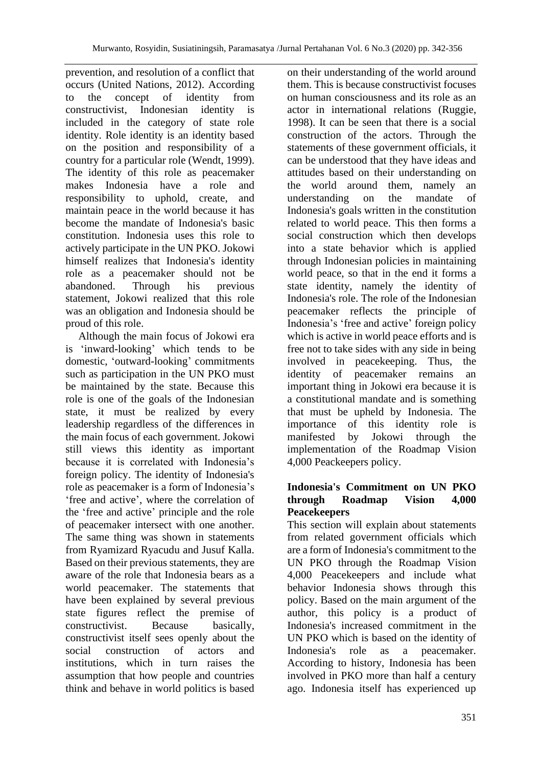prevention, and resolution of a conflict that occurs (United Nations, 2012). According to the concept of identity from constructivist, Indonesian identity is included in the category of state role identity. Role identity is an identity based on the position and responsibility of a country for a particular role (Wendt, 1999). The identity of this role as peacemaker makes Indonesia have a role and responsibility to uphold, create, and maintain peace in the world because it has become the mandate of Indonesia's basic constitution. Indonesia uses this role to actively participate in the UN PKO. Jokowi himself realizes that Indonesia's identity role as a peacemaker should not be abandoned. Through his previous statement, Jokowi realized that this role was an obligation and Indonesia should be proud of this role.

Although the main focus of Jokowi era is 'inward-looking' which tends to be domestic, 'outward-looking' commitments such as participation in the UN PKO must be maintained by the state. Because this role is one of the goals of the Indonesian state, it must be realized by every leadership regardless of the differences in the main focus of each government. Jokowi still views this identity as important because it is correlated with Indonesia's foreign policy. The identity of Indonesia's role as peacemaker is a form of Indonesia's 'free and active', where the correlation of the 'free and active' principle and the role of peacemaker intersect with one another. The same thing was shown in statements from Ryamizard Ryacudu and Jusuf Kalla. Based on their previous statements, they are aware of the role that Indonesia bears as a world peacemaker. The statements that have been explained by several previous state figures reflect the premise of constructivist. Because basically, constructivist itself sees openly about the social construction of actors and institutions, which in turn raises the assumption that how people and countries think and behave in world politics is based on their understanding of the world around them. This is because constructivist focuses on human consciousness and its role as an actor in international relations (Ruggie, 1998). It can be seen that there is a social construction of the actors. Through the statements of these government officials, it can be understood that they have ideas and attitudes based on their understanding on the world around them, namely an understanding on the mandate of Indonesia's goals written in the constitution related to world peace. This then forms a social construction which then develops into a state behavior which is applied through Indonesian policies in maintaining world peace, so that in the end it forms a state identity, namely the identity of Indonesia's role. The role of the Indonesian peacemaker reflects the principle of Indonesia's 'free and active' foreign policy which is active in world peace efforts and is free not to take sides with any side in being involved in peacekeeping. Thus, the identity of peacemaker remains an important thing in Jokowi era because it is a constitutional mandate and is something that must be upheld by Indonesia. The importance of this identity role is manifested by Jokowi through the implementation of the Roadmap Vision 4,000 Peackeepers policy.

## Indonesia's Commitment on UN PKO through Roadmap Vision 4,000 Peacekeepers

This section will explain about statements from related government officials which are a form of Indonesia's commitment to the UN PKO through the Roadmap Vision 4,000 Peacekeepers and include what behavior Indonesia shows through this policy. Based on the main argument of the author, this policy is a product of Indonesia's increased commitment in the UN PKO which is based on the identity of Indonesia's role as a peacemaker. According to history, Indonesia has been involved in PKO more than half a century ago. Indonesia itself has experienced up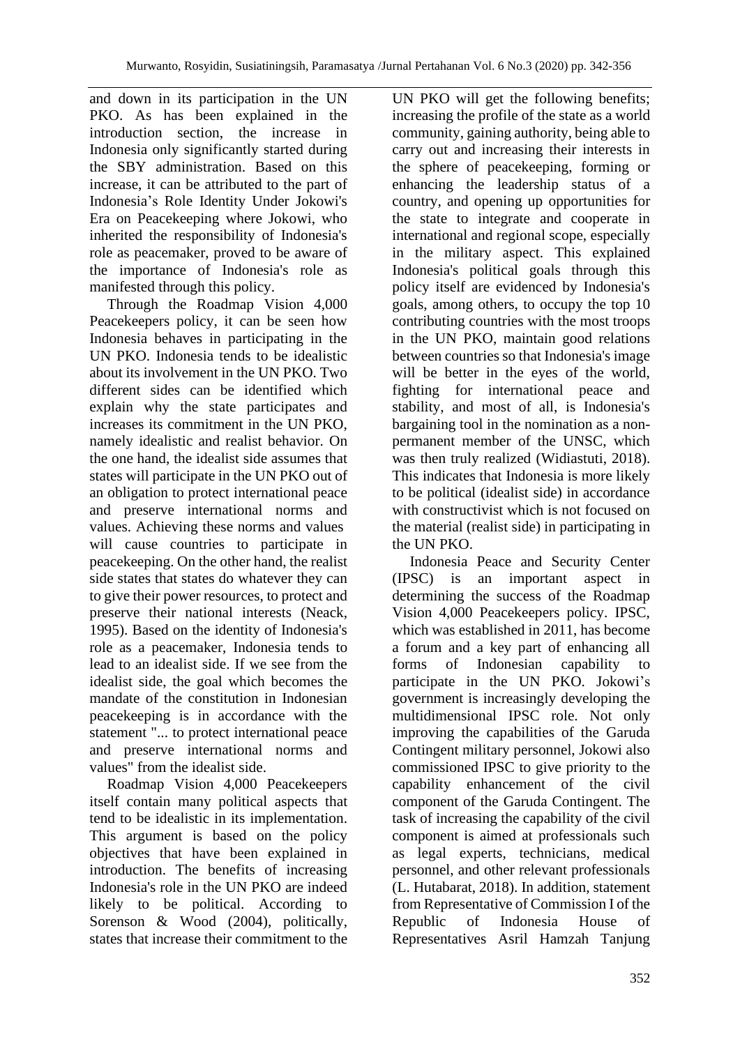and down in its participation in the UN PKO. As has been explained in the introduction section, the increase in Indonesia only significantly started during the SBY administration. Based on this increase, it can be attributed to the part of Indonesia's Role Identity Under Jokowi's Era on Peacekeeping where Jokowi, who inherited the responsibility of Indonesia's role as peacemaker, proved to be aware of the importance of Indonesia's role as manifested through this policy.

Through the Roadmap Vision 4,000 Peacekeepers policy, it can be seen how Indonesia behaves in participating in the UN PKO. Indonesia tends to be idealistic about its involvement in the UN PKO. Two different sides can be identified which explain why the state participates and increases its commitment in the UN PKO, namely idealistic and realist behavior. On the one hand, the idealist side assumes that states will participate in the UN PKO out of an obligation to protect international peace and preserve international norms and values. Achieving these norms and values will cause countries to participate in peacekeeping. On the other hand, the realist side states that states do whatever they can to give their power resources, to protect and preserve their national interests (Neack, 1995). Based on the identity of Indonesia's role as a peacemaker, Indonesia tends to lead to an idealist side. If we see from the idealist side, the goal which becomes the mandate of the constitution in Indonesian peacekeeping is in accordance with the statement "... to protect international peace and preserve international norms and values" from the idealist side.

Roadmap Vision 4,000 Peacekeepers itself contain many political aspects that tend to be idealistic in its implementation. This argument is based on the policy objectives that have been explained in introduction. The benefits of increasing Indonesia's role in the UN PKO are indeed likely to be political. According to Sorenson & Wood (2004), politically, states that increase their commitment to the UN PKO will get the following benefits; increasing the profile of the state as a world community, gaining authority, being able to carry out and increasing their interests in the sphere of peacekeeping, forming or enhancing the leadership status of a country, and opening up opportunities for the state to integrate and cooperate in international and regional scope, especially in the military aspect. This explained Indonesia's political goals through this policy itself are evidenced by Indonesia's goals, among others, to occupy the top 10 contributing countries with the most troops in the UN PKO, maintain good relations between countries so that Indonesia's image will be better in the eyes of the world, fighting for international peace and stability, and most of all, is Indonesia's bargaining tool in the nomination as a non-permanent member of the UNSC, which was then truly realized (Widiastuti, 2018). This indicates that Indonesia is more likely to be political (idealist side) in accordance with constructivist which is not focused on the material (realist side) in participating in the UN PKO.

Indonesia Peace and Security Center (IPSC) is an important aspect in determining the success of the Roadmap Vision 4,000 Peacekeepers policy. IPSC, which was established in 2011, has become a forum and a key part of enhancing all forms of Indonesian capability to participate in the UN PKO. Jokowi's government is increasingly developing the multidimensional IPSC role. Not only improving the capabilities of the Garuda Contingent military personnel, Jokowi also commissioned IPSC to give priority to the capability enhancement of the civil component of the Garuda Contingent. The task of increasing the capability of the civil component is aimed at professionals such as legal experts, technicians, medical personnel, and other relevant professionals (L. Hutabarat, 2018). In addition, statement from Representative of Commission I of the Republic of Indonesia House of Representatives Asril Hamzah Tanjung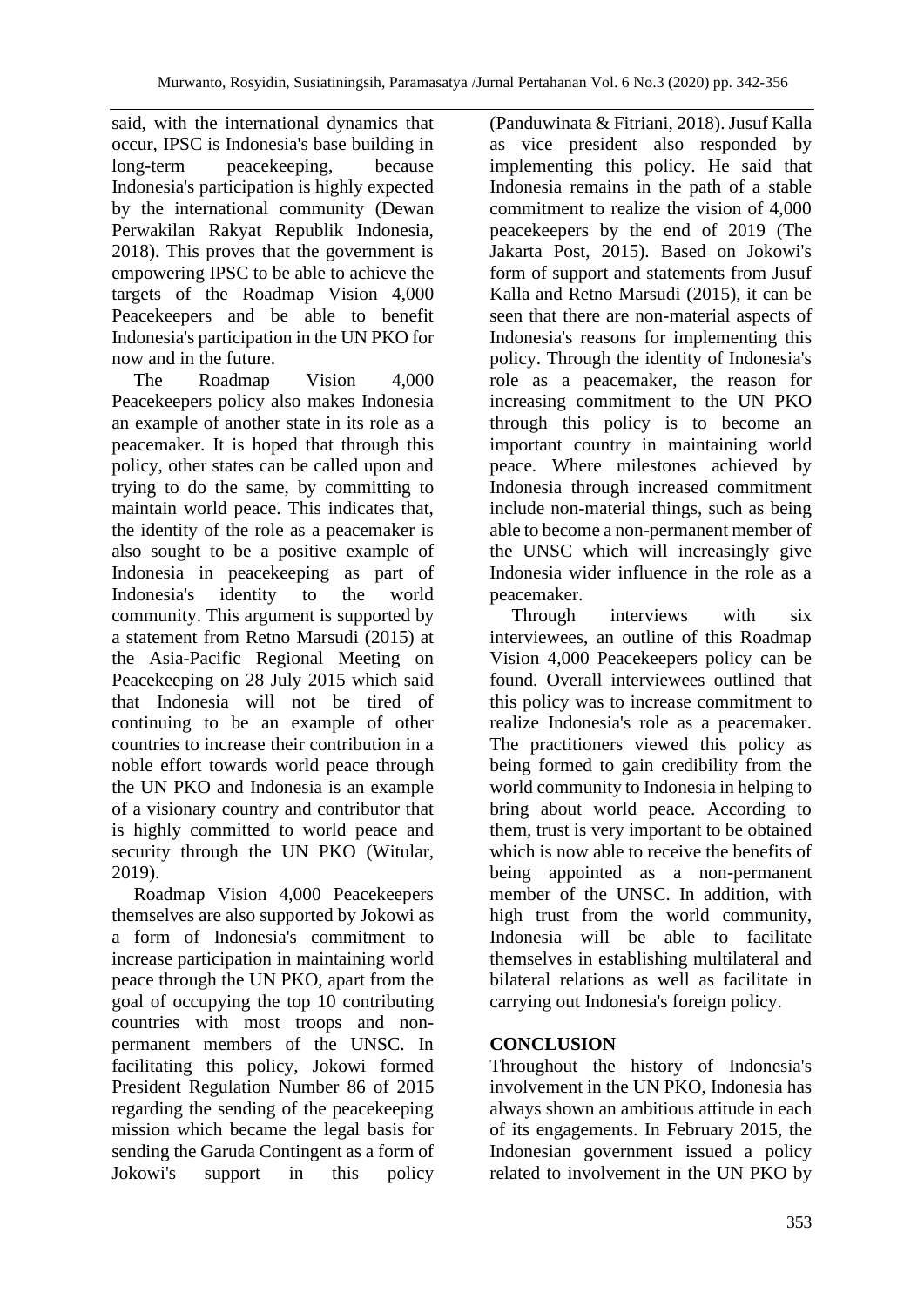said, with the international dynamics that occur, IPSC is Indonesia's base building in long-term peacekeeping, because Indonesia's participation is highly expected by the international community (Dewan Perwakilan Rakyat Republik Indonesia, 2018). This proves that the government is empowering IPSC to be able to achieve the targets of the Roadmap Vision 4,000 Peacekeepers and be able to benefit Indonesia's participation in the UN PKO for now and in the future.

The Roadmap Vision 4,000 Peacekeepers policy also makes Indonesia an example of another state in its role as a peacemaker. It is hoped that through this policy, other states can be called upon and trying to do the same, by committing to maintain world peace. This indicates that, the identity of the role as a peacemaker is also sought to be a positive example of Indonesia in peacekeeping as part of Indonesia's identity to the world community. This argument is supported by a statement from Retno Marsudi (2015) at the Asia-Pacific Regional Meeting on Peacekeeping on 28 July 2015 which said that Indonesia will not be tired of continuing to be an example of other countries to increase their contribution in a noble effort towards world peace through the UN PKO and Indonesia is an example of a visionary country and contributor that is highly committed to world peace and security through the UN PKO (Witular, 2019).

Roadmap Vision 4,000 Peacekeepers themselves are also supported by Jokowi as a form of Indonesia's commitment to increase participation in maintaining world peace through the UN PKO, apart from the goal of occupying the top 10 contributing countries with most troops and non-permanent members of the UNSC. In facilitating this policy, Jokowi formed President Regulation Number 86 of 2015 regarding the sending of the peacekeeping mission which became the legal basis for sending the Garuda Contingent as a form of Jokowi's support in this policy (Panduwinata & Fitriani, 2018). Jusuf Kalla as vice president also responded by implementing this policy. He said that Indonesia remains in the path of a stable commitment to realize the vision of 4,000 peacekeepers by the end of 2019 (The Jakarta Post, 2015). Based on Jokowi's form of support and statements from Jusuf Kalla and Retno Marsudi (2015), it can be seen that there are non-material aspects of Indonesia's reasons for implementing this policy. Through the identity of Indonesia's role as a peacemaker, the reason for increasing commitment to the UN PKO through this policy is to become an important country in maintaining world peace. Where milestones achieved by Indonesia through increased commitment include non-material things, such as being able to become a non-permanent member of the UNSC which will increasingly give Indonesia wider influence in the role as a peacemaker.

Through interviews with six interviewees, an outline of this Roadmap Vision 4,000 Peacekeepers policy can be found. Overall interviewees outlined that this policy was to increase commitment to realize Indonesia's role as a peacemaker. The practitioners viewed this policy as being formed to gain credibility from the world community to Indonesia in helping to bring about world peace. According to them, trust is very important to be obtained which is now able to receive the benefits of being appointed as a non-permanent member of the UNSC. In addition, with high trust from the world community, Indonesia will be able to facilitate themselves in establishing multilateral and bilateral relations as well as facilitate in carrying out Indonesia's foreign policy.

## CONCLUSION

Throughout the history of Indonesia's involvement in the UN PKO, Indonesia has always shown an ambitious attitude in each of its engagements. In February 2015, the Indonesian government issued a policy related to involvement in the UN PKO by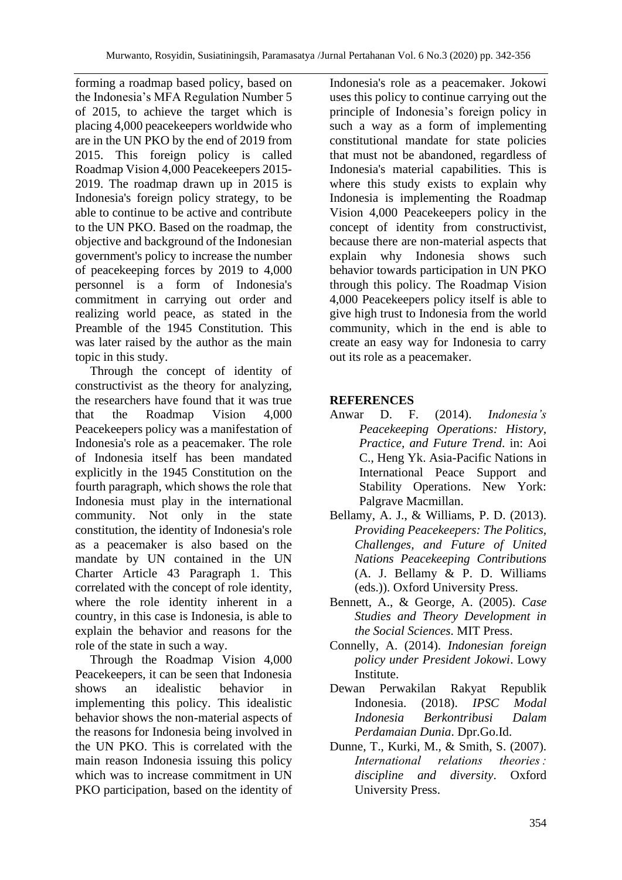forming a roadmap based policy, based on the Indonesia's MFA Regulation Number 5 of 2015, to achieve the target which is placing 4,000 peacekeepers worldwide who are in the UN PKO by the end of 2019 from 2015. This foreign policy is called Roadmap Vision 4,000 Peacekeepers 2015-2019. The roadmap drawn up in 2015 is Indonesia's foreign policy strategy, to be able to continue to be active and contribute to the UN PKO. Based on the roadmap, the objective and background of the Indonesian government's policy to increase the number of peacekeeping forces by 2019 to 4,000 personnel is a form of Indonesia's commitment in carrying out order and realizing world peace, as stated in the Preamble of the 1945 Constitution. This was later raised by the author as the main topic in this study.

Through the concept of identity of constructivist as the theory for analyzing, the researchers have found that it was true that the Roadmap Vision 4,000 Peacekeepers policy was a manifestation of Indonesia's role as a peacemaker. The role of Indonesia itself has been mandated explicitly in the 1945 Constitution on the fourth paragraph, which shows the role that Indonesia must play in the international community. Not only in the state constitution, the identity of Indonesia's role as a peacemaker is also based on the mandate by UN contained in the UN Charter Article 43 Paragraph 1. This correlated with the concept of role identity, where the role identity inherent in a country, in this case is Indonesia, is able to explain the behavior and reasons for the role of the state in such a way.

Through the Roadmap Vision 4,000 Peacekeepers, it can be seen that Indonesia shows an idealistic behavior in implementing this policy. This idealistic behavior shows the non-material aspects of the reasons for Indonesia being involved in the UN PKO. This is correlated with the main reason Indonesia issuing this policy which was to increase commitment in UN PKO participation, based on the identity of Indonesia's role as a peacemaker. Jokowi uses this policy to continue carrying out the principle of Indonesia's foreign policy in such a way as a form of implementing constitutional mandate for state policies that must not be abandoned, regardless of Indonesia's material capabilities. This is where this study exists to explain why Indonesia is implementing the Roadmap Vision 4,000 Peacekeepers policy in the concept of identity from constructivist, because there are non-material aspects that explain why Indonesia shows such behavior towards participation in UN PKO through this policy. The Roadmap Vision 4,000 Peacekeepers policy itself is able to give high trust to Indonesia from the world community, which in the end is able to create an easy way for Indonesia to carry out its role as a peacemaker.

## REFERENCES

Anwar D. F. (2014). *Indonesia's Peacekeeping Operations: History, Practice, and Future Trend*. in: Aoi C., Heng Yk. Asia-Pacific Nations in International Peace Support and Stability Operations. New York: Palgrave Macmillan.

Bellamy, A. J., & Williams, P. D. (2013). *Providing Peacekeepers: The Politics, Challenges, and Future of United Nations Peacekeeping Contributions* (A. J. Bellamy & P. D. Williams (eds.)). Oxford University Press.

Bennett, A., & George, A. (2005). *Case Studies and Theory Development in the Social Sciences*. MIT Press.

Connelly, A. (2014). *Indonesian foreign policy under President Jokowi*. Lowy Institute.

Dewan Perwakilan Rakyat Republik Indonesia. (2018). *IPSC Modal Indonesia Berkontribusi Dalam Perdamaian Dunia*. Dpr.Go.Id.

Dunne, T., Kurki, M., & Smith, S. (2007). *International relations theories : discipline and diversity*. Oxford University Press.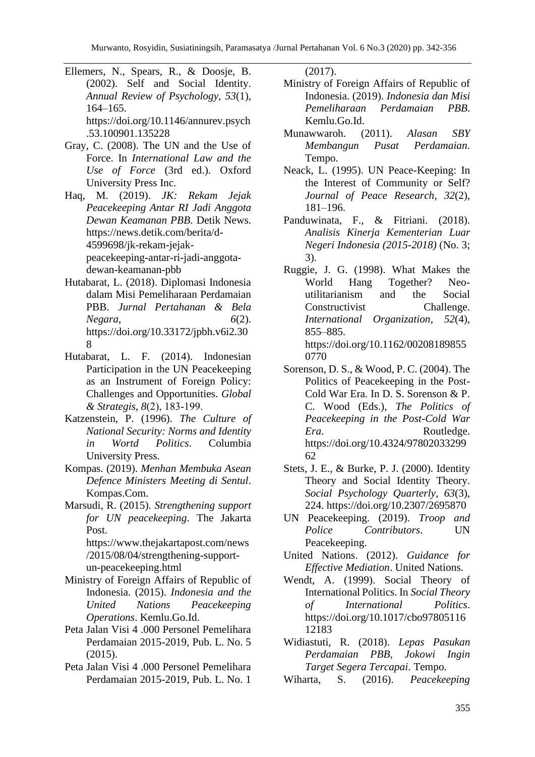Ellemers, N., Spears, R., & Doosje, B. (2002). Self and Social Identity. *Annual Review of Psychology*, *53*(1), 164–165. https://doi.org/10.1146/annurev.psych.53.100901.135228

Gray, C. (2008). The UN and the Use of Force. In *International Law and the Use of Force* (3rd ed.). Oxford University Press Inc.

Haq, M. (2019). *JK: Rekam Jejak Peacekeeping Antar RI Jadi Anggota Dewan Keamanan PBB*. Detik News. https://news.detik.com/berita/d-4599698/jk-rekam-jejak-peacekeeping-antar-ri-jadi-anggota-dewan-keamanan-pbb

Hutabarat, L. (2018). Diplomasi Indonesia dalam Misi Pemeliharaan Perdamaian PBB. *Jurnal Pertahanan & Bela Negara*, *6*(2). https://doi.org/10.33172/jpbh.v6i2.308

Hutabarat, L. F. (2014). Indonesian Participation in the UN Peacekeeping as an Instrument of Foreign Policy: Challenges and Opportunities. *Global & Strategis*, *8*(2), 183-199.

Katzenstein, P. (1996). *The Culture of National Security: Norms and Identity in Wortd Politics*. Columbia University Press.

Kompas. (2019). *Menhan Membuka Asean Defence Ministers Meeting di Sentul*. Kompas.Com.

Marsudi, R. (2015). *Strengthening support for UN peacekeeping*. The Jakarta Post. https://www.thejakartapost.com/news/2015/08/04/strengthening-support-un-peacekeeping.html

Ministry of Foreign Affairs of Republic of Indonesia. (2015). *Indonesia and the United Nations Peacekeeping Operations*. Kemlu.Go.Id.

Peta Jalan Visi 4 .000 Personel Pemelihara Perdamaian 2015-2019, Pub. L. No. 5 (2015).

Peta Jalan Visi 4 .000 Personel Pemelihara Perdamaian 2015-2019, Pub. L. No. 1 (2017).

Ministry of Foreign Affairs of Republic of Indonesia. (2019). *Indonesia dan Misi Pemeliharaan Perdamaian PBB*. Kemlu.Go.Id.

Munawwaroh. (2011). *Alasan SBY Membangun Pusat Perdamaian*. Tempo.

Neack, L. (1995). UN Peace-Keeping: In the Interest of Community or Self? *Journal of Peace Research*, *32*(2), 181–196.

Panduwinata, F., & Fitriani. (2018). *Analisis Kinerja Kementerian Luar Negeri Indonesia (2015-2018)* (No. 3; 3).

Ruggie, J. G. (1998). What Makes the World Hang Together? Neo-utilitarianism and the Social Constructivist Challenge. *International Organization*, *52*(4), 855–885. https://doi.org/10.1162/002081898550770

Sorenson, D. S., & Wood, P. C. (2004). The Politics of Peacekeeping in the Post-Cold War Era. In D. S. Sorenson & P. C. Wood (Eds.), *The Politics of Peacekeeping in the Post-Cold War Era*. Routledge. https://doi.org/10.4324/9780203329962

Stets, J. E., & Burke, P. J. (2000). Identity Theory and Social Identity Theory. *Social Psychology Quarterly*, *63*(3), 224. https://doi.org/10.2307/2695870

UN Peacekeeping. (2019). *Troop and Police Contributors*. UN Peacekeeping.

United Nations. (2012). *Guidance for Effective Mediation*. United Nations.

Wendt, A. (1999). Social Theory of International Politics. In *Social Theory of International Politics*. https://doi.org/10.1017/cbo9780511612183

Widiastuti, R. (2018). *Lepas Pasukan Perdamaian PBB, Jokowi Ingin Target Segera Tercapai*. Tempo.

Wiharta, S. (2016). *Peacekeeping*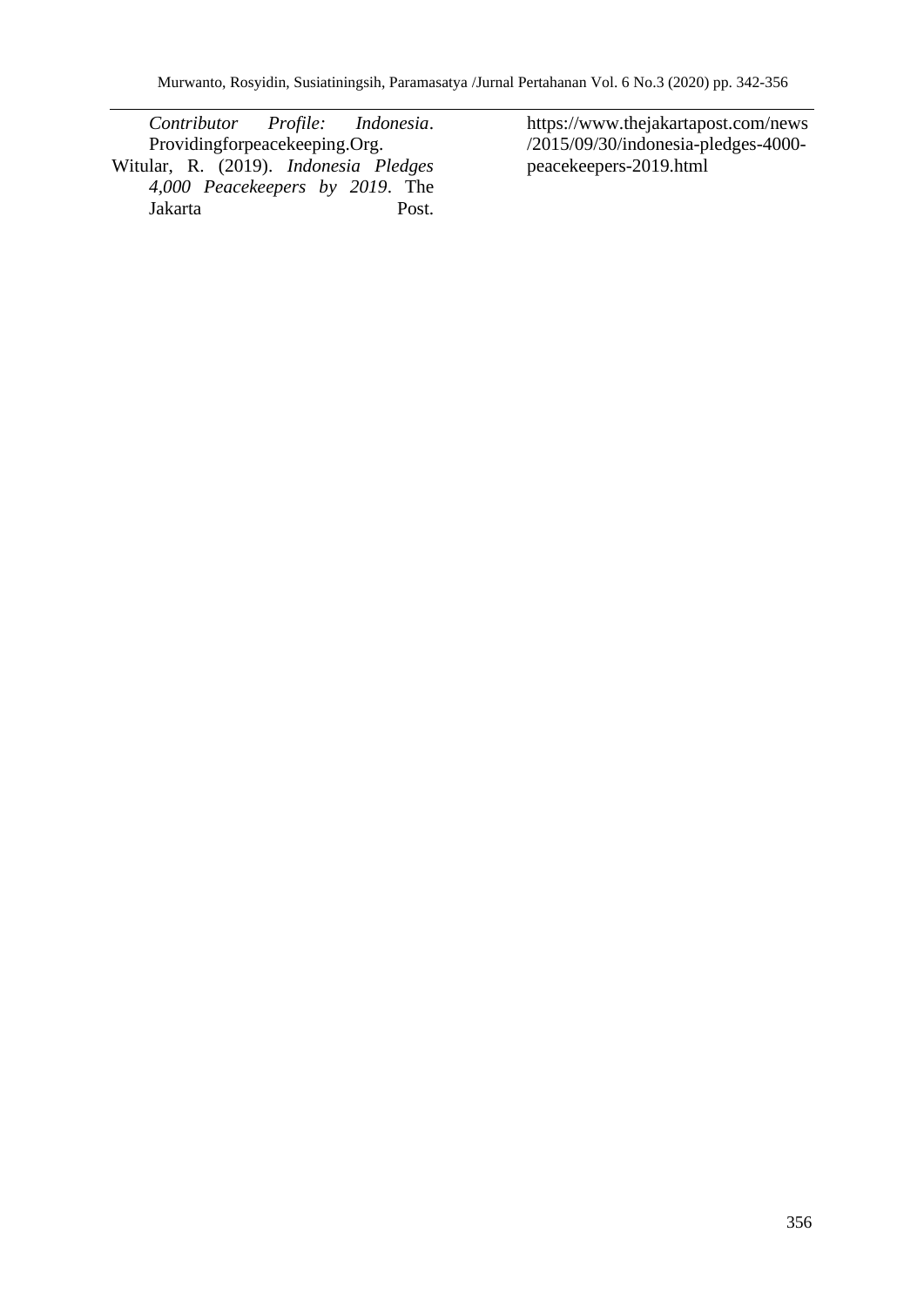*Contributor Profile: Indonesia*. Providingforpeacekeeping.Org.

Witular, R. (2019). *Indonesia Pledges 4,000 Peacekeepers by 2019*. The Jakarta Post. https://www.thejakartapost.com/news/2015/09/30/indonesia-pledges-4000-peacekeepers-2019.html